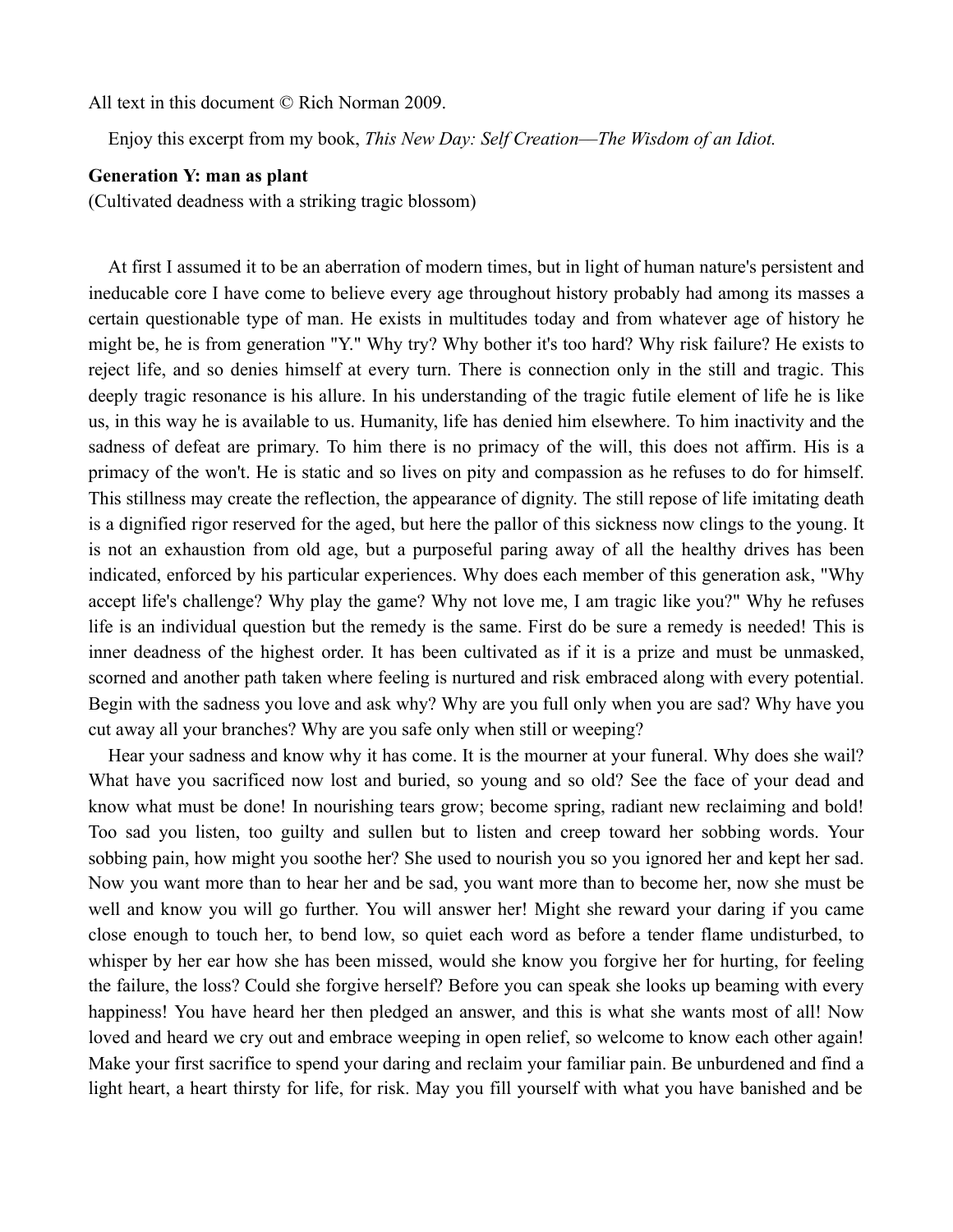All text in this document © Rich Norman 2009.

Enjoy this excerpt from my book, *This New Day: Self Creation—The Wisdom of an Idiot.*

**Generation Y: man as plant**
(Cultivated deadness with a striking tragic blossom)

At first I assumed it to be an aberration of modern times, but in light of human nature's persistent and ineducable core I have come to believe every age throughout history probably had among its masses a certain questionable type of man. He exists in multitudes today and from whatever age of history he might be, he is from generation "Y." Why try? Why bother it's too hard? Why risk failure? He exists to reject life, and so denies himself at every turn. There is connection only in the still and tragic. This deeply tragic resonance is his allure. In his understanding of the tragic futile element of life he is like us, in this way he is available to us. Humanity, life has denied him elsewhere. To him inactivity and the sadness of defeat are primary. To him there is no primacy of the will, this does not affirm. His is a primacy of the won't. He is static and so lives on pity and compassion as he refuses to do for himself. This stillness may create the reflection, the appearance of dignity. The still repose of life imitating death is a dignified rigor reserved for the aged, but here the pallor of this sickness now clings to the young. It is not an exhaustion from old age, but a purposeful paring away of all the healthy drives has been indicated, enforced by his particular experiences. Why does each member of this generation ask, "Why accept life's challenge? Why play the game? Why not love me, I am tragic like you?" Why he refuses life is an individual question but the remedy is the same. First do be sure a remedy is needed! This is inner deadness of the highest order. It has been cultivated as if it is a prize and must be unmasked, scorned and another path taken where feeling is nurtured and risk embraced along with every potential. Begin with the sadness you love and ask why? Why are you full only when you are sad? Why have you cut away all your branches? Why are you safe only when still or weeping?

Hear your sadness and know why it has come. It is the mourner at your funeral. Why does she wail? What have you sacrificed now lost and buried, so young and so old? See the face of your dead and know what must be done! In nourishing tears grow; become spring, radiant new reclaiming and bold! Too sad you listen, too guilty and sullen but to listen and creep toward her sobbing words. Your sobbing pain, how might you soothe her? She used to nourish you so you ignored her and kept her sad. Now you want more than to hear her and be sad, you want more than to become her, now she must be well and know you will go further. You will answer her! Might she reward your daring if you came close enough to touch her, to bend low, so quiet each word as before a tender flame undisturbed, to whisper by her ear how she has been missed, would she know you forgive her for hurting, for feeling the failure, the loss? Could she forgive herself? Before you can speak she looks up beaming with every happiness! You have heard her then pledged an answer, and this is what she wants most of all! Now loved and heard we cry out and embrace weeping in open relief, so welcome to know each other again! Make your first sacrifice to spend your daring and reclaim your familiar pain. Be unburdened and find a light heart, a heart thirsty for life, for risk. May you fill yourself with what you have banished and be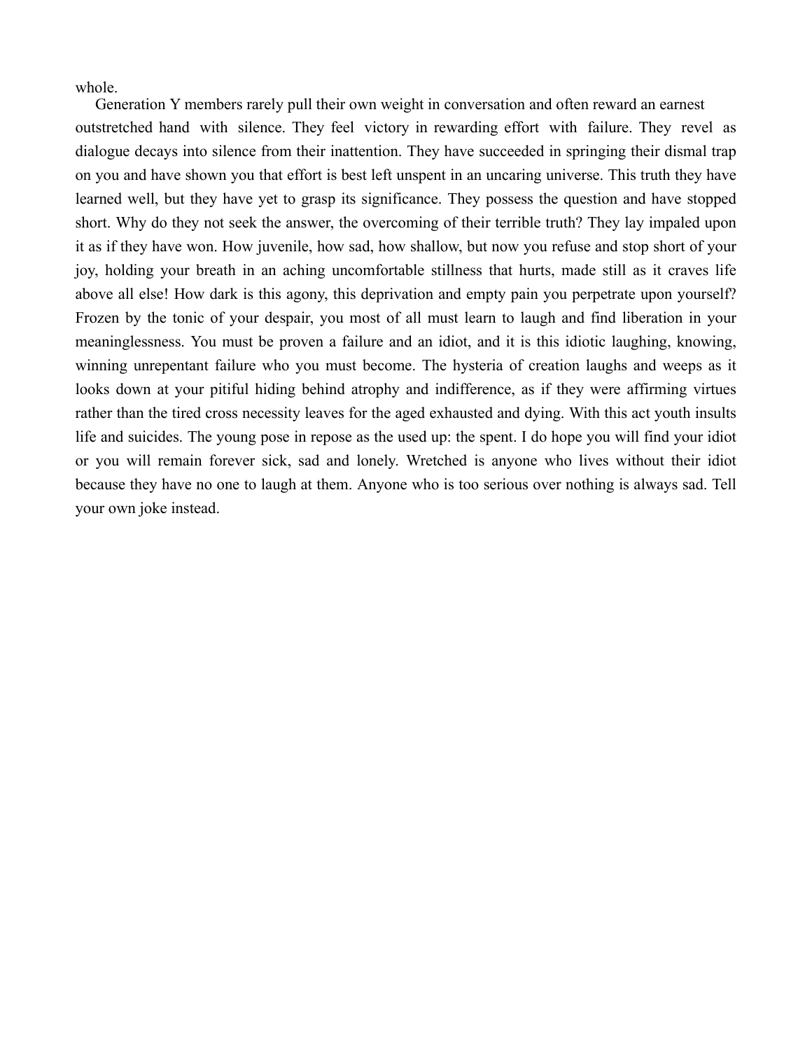whole.

Generation Y members rarely pull their own weight in conversation and often reward an earnest outstretched hand with silence. They feel victory in rewarding effort with failure. They revel as dialogue decays into silence from their inattention. They have succeeded in springing their dismal trap on you and have shown you that effort is best left unspent in an uncaring universe. This truth they have learned well, but they have yet to grasp its significance. They possess the question and have stopped short. Why do they not seek the answer, the overcoming of their terrible truth? They lay impaled upon it as if they have won. How juvenile, how sad, how shallow, but now you refuse and stop short of your joy, holding your breath in an aching uncomfortable stillness that hurts, made still as it craves life above all else! How dark is this agony, this deprivation and empty pain you perpetrate upon yourself? Frozen by the tonic of your despair, you most of all must learn to laugh and find liberation in your meaninglessness. You must be proven a failure and an idiot, and it is this idiotic laughing, knowing, winning unrepentant failure who you must become. The hysteria of creation laughs and weeps as it looks down at your pitiful hiding behind atrophy and indifference, as if they were affirming virtues rather than the tired cross necessity leaves for the aged exhausted and dying. With this act youth insults life and suicides. The young pose in repose as the used up: the spent. I do hope you will find your idiot or you will remain forever sick, sad and lonely. Wretched is anyone who lives without their idiot because they have no one to laugh at them. Anyone who is too serious over nothing is always sad. Tell your own joke instead.